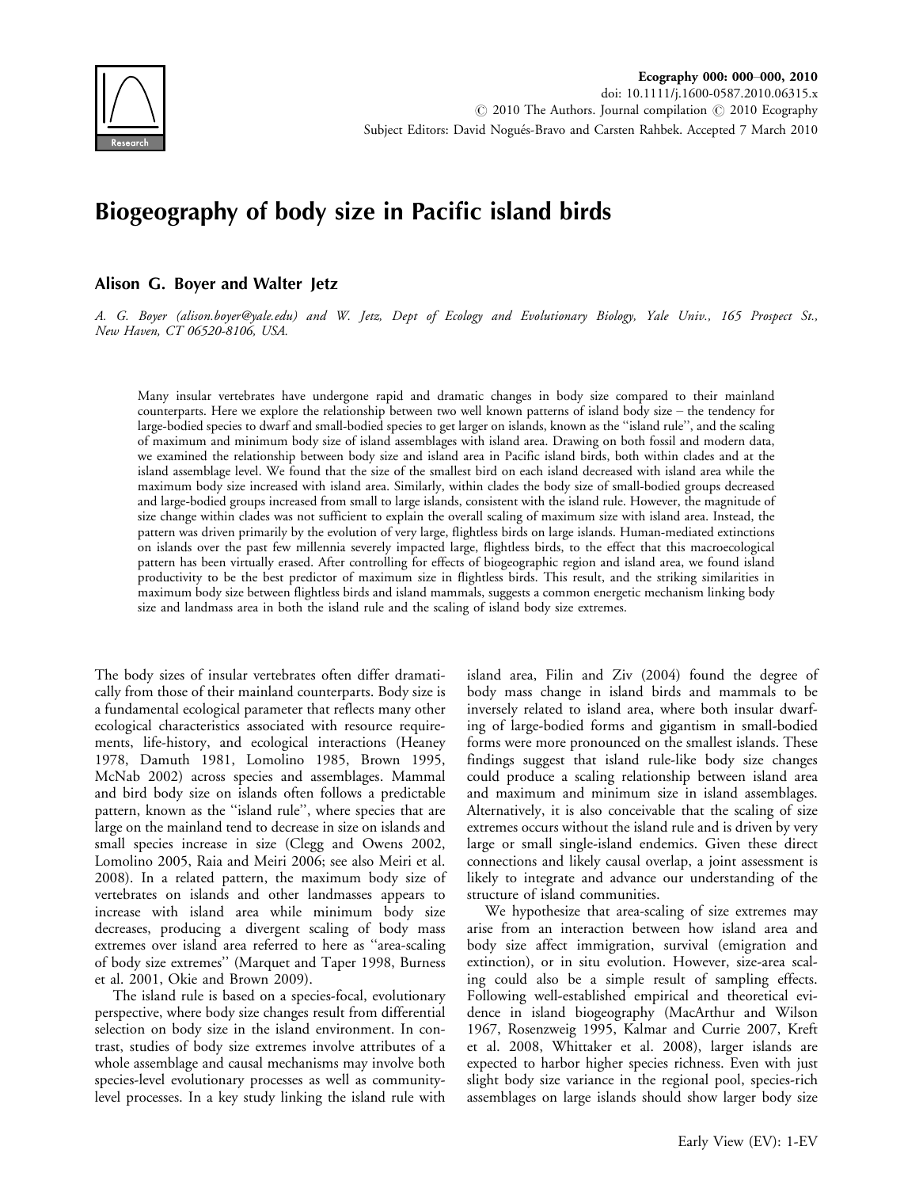# Biogeography of body size in Pacific island birds

**Alison G. Boyer and Walter Jetz**

*A. G. Boyer (alison.boyer@yale.edu) and W. Jetz, Dept of Ecology and Evolutionary Biology, Yale Univ., 165 Prospect St., New Haven, CT 06520-8106, USA.*

Many insular vertebrates have undergone rapid and dramatic changes in body size compared to their mainland counterparts. Here we explore the relationship between two well known patterns of island body size – the tendency for large-bodied species to dwarf and small-bodied species to get larger on islands, known as the ''island rule'', and the scaling of maximum and minimum body size of island assemblages with island area. Drawing on both fossil and modern data, we examined the relationship between body size and island area in Pacific island birds, both within clades and at the island assemblage level. We found that the size of the smallest bird on each island decreased with island area while the maximum body size increased with island area. Similarly, within clades the body size of small-bodied groups decreased and large-bodied groups increased from small to large islands, consistent with the island rule. However, the magnitude of size change within clades was not sufficient to explain the overall scaling of maximum size with island area. Instead, the pattern was driven primarily by the evolution of very large, flightless birds on large islands. Human-mediated extinctions on islands over the past few millennia severely impacted large, flightless birds, to the effect that this macroecological pattern has been virtually erased. After controlling for effects of biogeographic region and island area, we found island productivity to be the best predictor of maximum size in flightless birds. This result, and the striking similarities in maximum body size between flightless birds and island mammals, suggests a common energetic mechanism linking body size and landmass area in both the island rule and the scaling of island body size extremes.

The body sizes of insular vertebrates often differ dramatically from those of their mainland counterparts. Body size is a fundamental ecological parameter that reflects many other ecological characteristics associated with resource requirements, life-history, and ecological interactions (Heaney 1978, Damuth 1981, Lomolino 1985, Brown 1995, McNab 2002) across species and assemblages. Mammal and bird body size on islands often follows a predictable pattern, known as the ''island rule'', where species that are large on the mainland tend to decrease in size on islands and small species increase in size (Clegg and Owens 2002, Lomolino 2005, Raia and Meiri 2006; see also Meiri et al. 2008). In a related pattern, the maximum body size of vertebrates on islands and other landmasses appears to increase with island area while minimum body size decreases, producing a divergent scaling of body mass extremes over island area referred to here as ''area-scaling of body size extremes'' (Marquet and Taper 1998, Burness et al. 2001, Okie and Brown 2009).

The island rule is based on a species-focal, evolutionary perspective, where body size changes result from differential selection on body size in the island environment. In contrast, studies of body size extremes involve attributes of a whole assemblage and causal mechanisms may involve both species-level evolutionary processes as well as community-level processes. In a key study linking the island rule with island area, Filin and Ziv (2004) found the degree of body mass change in island birds and mammals to be inversely related to island area, where both insular dwarfing of large-bodied forms and gigantism in small-bodied forms were more pronounced on the smallest islands. These findings suggest that island rule-like body size changes could produce a scaling relationship between island area and maximum and minimum size in island assemblages. Alternatively, it is also conceivable that the scaling of size extremes occurs without the island rule and is driven by very large or small single-island endemics. Given these direct connections and likely causal overlap, a joint assessment is likely to integrate and advance our understanding of the structure of island communities.

We hypothesize that area-scaling of size extremes may arise from an interaction between how island area and body size affect immigration, survival (emigration and extinction), or in situ evolution. However, size-area scaling could also be a simple result of sampling effects. Following well-established empirical and theoretical evidence in island biogeography (MacArthur and Wilson 1967, Rosenzweig 1995, Kalmar and Currie 2007, Kreft et al. 2008, Whittaker et al. 2008), larger islands are expected to harbor higher species richness. Even with just slight body size variance in the regional pool, species-rich assemblages on large islands should show larger body size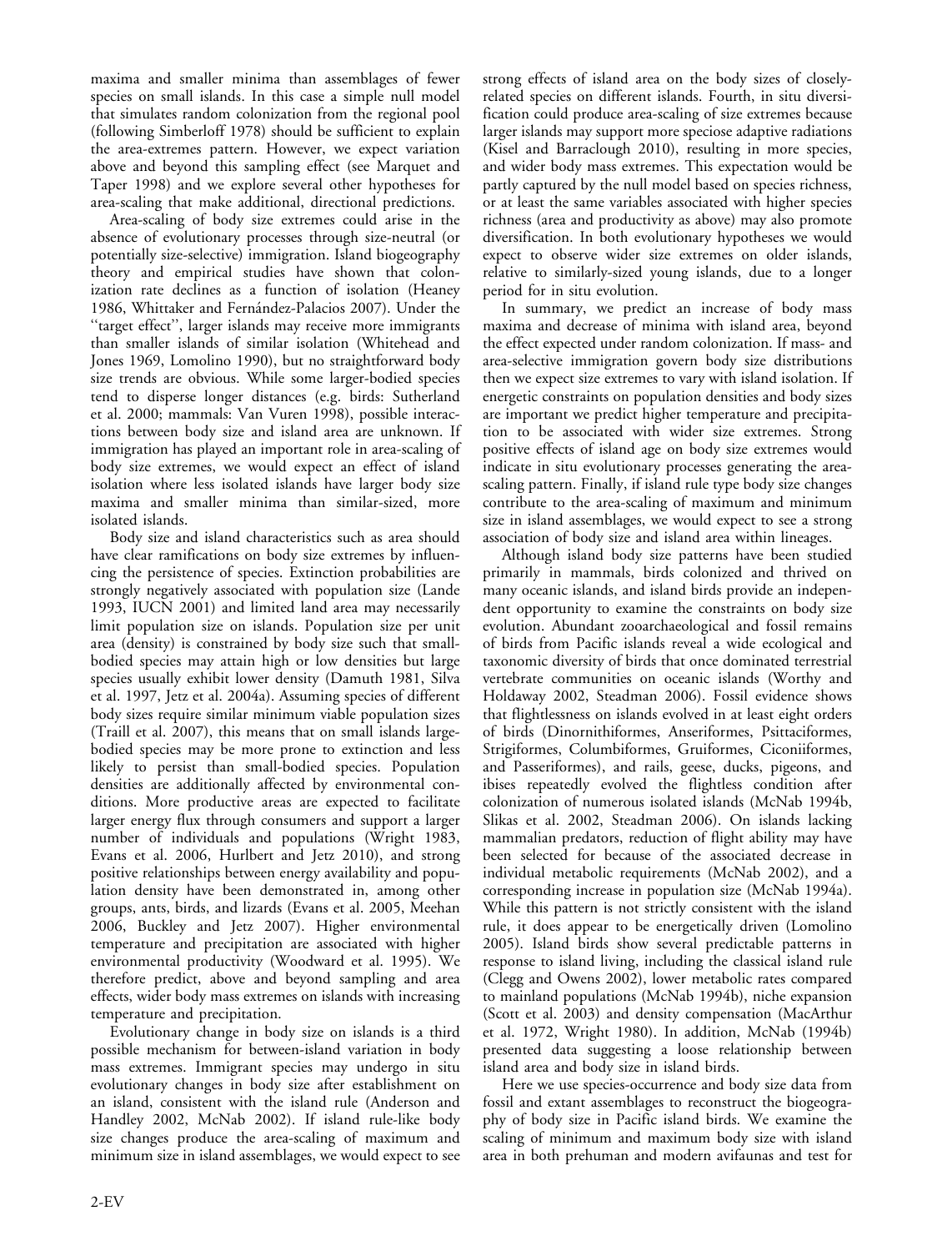maxima and smaller minima than assemblages of fewer species on small islands. In this case a simple null model that simulates random colonization from the regional pool (following Simberloff 1978) should be sufficient to explain the area-extremes pattern. However, we expect variation above and beyond this sampling effect (see Marquet and Taper 1998) and we explore several other hypotheses for area-scaling that make additional, directional predictions.

Area-scaling of body size extremes could arise in the absence of evolutionary processes through size-neutral (or potentially size-selective) immigration. Island biogeography theory and empirical studies have shown that colonization rate declines as a function of isolation (Heaney 1986, Whittaker and Fernández-Palacios 2007). Under the "target effect", larger islands may receive more immigrants than smaller islands of similar isolation (Whitehead and Jones 1969, Lomolino 1990), but no straightforward body size trends are obvious. While some larger-bodied species tend to disperse longer distances (e.g. birds: Sutherland et al. 2000; mammals: Van Vuren 1998), possible interactions between body size and island area are unknown. If immigration has played an important role in area-scaling of body size extremes, we would expect an effect of island isolation where less isolated islands have larger body size maxima and smaller minima than similar-sized, more isolated islands.

Body size and island characteristics such as area should have clear ramifications on body size extremes by influencing the persistence of species. Extinction probabilities are strongly negatively associated with population size (Lande 1993, IUCN 2001) and limited land area may necessarily limit population size on islands. Population size per unit area (density) is constrained by body size such that small-bodied species may attain high or low densities but large species usually exhibit lower density (Damuth 1981, Silva et al. 1997, Jetz et al. 2004a). Assuming species of different body sizes require similar minimum viable population sizes (Traill et al. 2007), this means that on small islands large-bodied species may be more prone to extinction and less likely to persist than small-bodied species. Population densities are additionally affected by environmental conditions. More productive areas are expected to facilitate larger energy flux through consumers and support a larger number of individuals and populations (Wright 1983, Evans et al. 2006, Hurlbert and Jetz 2010), and strong positive relationships between energy availability and population density have been demonstrated in, among other groups, ants, birds, and lizards (Evans et al. 2005, Meehan 2006, Buckley and Jetz 2007). Higher environmental temperature and precipitation are associated with higher environmental productivity (Woodward et al. 1995). We therefore predict, above and beyond sampling and area effects, wider body mass extremes on islands with increasing temperature and precipitation.

Evolutionary change in body size on islands is a third possible mechanism for between-island variation in body mass extremes. Immigrant species may undergo in situ evolutionary changes in body size after establishment on an island, consistent with the island rule (Anderson and Handley 2002, McNab 2002). If island rule-like body size changes produce the area-scaling of maximum and minimum size in island assemblages, we would expect to see strong effects of island area on the body sizes of closely-related species on different islands. Fourth, in situ diversification could produce area-scaling of size extremes because larger islands may support more speciose adaptive radiations (Kisel and Barraclough 2010), resulting in more species, and wider body mass extremes. This expectation would be partly captured by the null model based on species richness, or at least the same variables associated with higher species richness (area and productivity as above) may also promote diversification. In both evolutionary hypotheses we would expect to observe wider size extremes on older islands, relative to similarly-sized young islands, due to a longer period for in situ evolution.

In summary, we predict an increase of body mass maxima and decrease of minima with island area, beyond the effect expected under random colonization. If mass- and area-selective immigration govern body size distributions then we expect size extremes to vary with island isolation. If energetic constraints on population densities and body sizes are important we predict higher temperature and precipitation to be associated with wider size extremes. Strong positive effects of island age on body size extremes would indicate in situ evolutionary processes generating the area-scaling pattern. Finally, if island rule type body size changes contribute to the area-scaling of maximum and minimum size in island assemblages, we would expect to see a strong association of body size and island area within lineages.

Although island body size patterns have been studied primarily in mammals, birds colonized and thrived on many oceanic islands, and island birds provide an independent opportunity to examine the constraints on body size evolution. Abundant zooarchaeological and fossil remains of birds from Pacific islands reveal a wide ecological and taxonomic diversity of birds that once dominated terrestrial vertebrate communities on oceanic islands (Worthy and Holdaway 2002, Steadman 2006). Fossil evidence shows that flightlessness on islands evolved in at least eight orders of birds (Dinornithiformes, Anseriformes, Psittaciformes, Strigiformes, Columbiformes, Gruiformes, Ciconiiformes, and Passeriformes), and rails, geese, ducks, pigeons, and ibises repeatedly evolved the flightless condition after colonization of numerous isolated islands (McNab 1994b, Slikas et al. 2002, Steadman 2006). On islands lacking mammalian predators, reduction of flight ability may have been selected for because of the associated decrease in individual metabolic requirements (McNab 2002), and a corresponding increase in population size (McNab 1994a). While this pattern is not strictly consistent with the island rule, it does appear to be energetically driven (Lomolino 2005). Island birds show several predictable patterns in response to island living, including the classical island rule (Clegg and Owens 2002), lower metabolic rates compared to mainland populations (McNab 1994b), niche expansion (Scott et al. 2003) and density compensation (MacArthur et al. 1972, Wright 1980). In addition, McNab (1994b) presented data suggesting a loose relationship between island area and body size in island birds.

Here we use species-occurrence and body size data from fossil and extant assemblages to reconstruct the biogeography of body size in Pacific island birds. We examine the scaling of minimum and maximum body size with island area in both prehuman and modern avifaunas and test for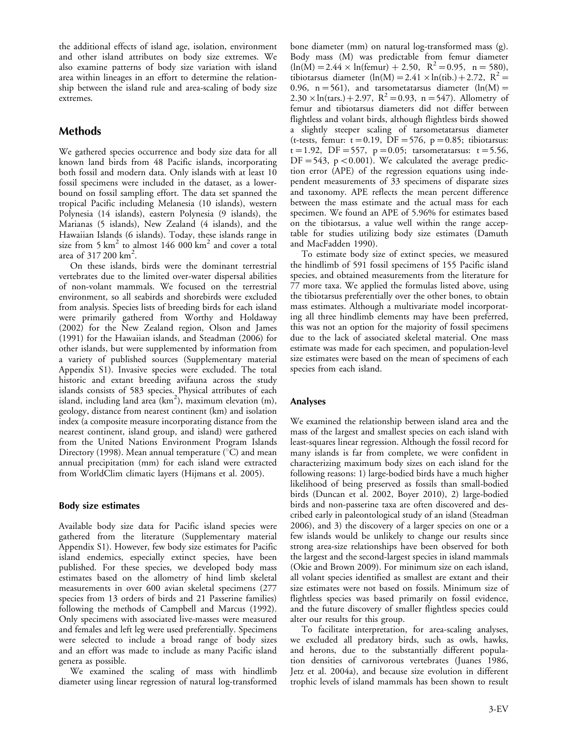the additional effects of island age, isolation, environment and other island attributes on body size extremes. We also examine patterns of body size variation with island area within lineages in an effort to determine the relationship between the island rule and area-scaling of body size extremes.

## Methods

We gathered species occurrence and body size data for all known land birds from 48 Pacific islands, incorporating both fossil and modern data. Only islands with at least 10 fossil specimens were included in the dataset, as a lower-bound on fossil sampling effort. The data set spanned the tropical Pacific including Melanesia (10 islands), western Polynesia (14 islands), eastern Polynesia (9 islands), the Marianas (5 islands), New Zealand (4 islands), and the Hawaiian Islands (6 islands). Today, these islands range in size from 5 $km^2$ to almost 146 000 $km^2$ and cover a total area of 317 200 $km^2$.

On these islands, birds were the dominant terrestrial vertebrates due to the limited over-water dispersal abilities of non-volant mammals. We focused on the terrestrial environment, so all seabirds and shorebirds were excluded from analysis. Species lists of breeding birds for each island were primarily gathered from Worthy and Holdaway (2002) for the New Zealand region, Olson and James (1991) for the Hawaiian islands, and Steadman (2006) for other islands, but were supplemented by information from a variety of published sources (Supplementary material Appendix S1). Invasive species were excluded. The total historic and extant breeding avifauna across the study islands consists of 583 species. Physical attributes of each island, including land area ($km^2$), maximum elevation (m), geology, distance from nearest continent (km) and isolation index (a composite measure incorporating distance from the nearest continent, island group, and island) were gathered from the United Nations Environment Program Islands Directory (1998). Mean annual temperature (°C) and mean annual precipitation (mm) for each island were extracted from WorldClim climatic layers (Hijmans et al. 2005).

### Body size estimates

Available body size data for Pacific island species were gathered from the literature (Supplementary material Appendix S1). However, few body size estimates for Pacific island endemics, especially extinct species, have been published. For these species, we developed body mass estimates based on the allometry of hind limb skeletal measurements in over 600 avian skeletal specimens (277 species from 13 orders of birds and 21 Passerine families) following the methods of Campbell and Marcus (1992). Only specimens with associated live-masses were measured and females and left leg were used preferentially. Specimens were selected to include a broad range of body sizes and an effort was made to include as many Pacific island genera as possible.

We examined the scaling of mass with hindlimb diameter using linear regression of natural log-transformed bone diameter (mm) on natural log-transformed mass (g). Body mass (M) was predictable from femur diameter ($\ln(M) = 2.44 \times \ln(\text{femur}) + 2.50$, $R^2 = 0.95$, $n = 580$), tibiotarsus diameter ($\ln(M) = 2.41 \times \ln(\text{tib.}) + 2.72$, $R^2 = 0.96$, $n = 561$), and tarsometatarsus diameter ($\ln(M) = 2.30 \times \ln(\text{tars.}) + 2.97$, $R^2 = 0.93$, $n = 547$). Allometry of femur and tibiotarsus diameters did not differ between flightless and volant birds, although flightless birds showed a slightly steeper scaling of tarsometatarsus diameter (t-tests, femur: $t = 0.19$, $DF = 576$, $p = 0.85$; tibiotarsus: $t = 1.92$, $DF = 557$, $p = 0.05$; tarsometatarsus: $t = 5.56$, $DF = 543$, $p < 0.001$). We calculated the average prediction error (APE) of the regression equations using independent measurements of 33 specimens of disparate sizes and taxonomy. APE reflects the mean percent difference between the mass estimate and the actual mass for each specimen. We found an APE of 5.96% for estimates based on the tibiotarsus, a value well within the range acceptable for studies utilizing body size estimates (Damuth and MacFadden 1990).

To estimate body size of extinct species, we measured the hindlimb of 591 fossil specimens of 155 Pacific island species, and obtained measurements from the literature for 77 more taxa. We applied the formulas listed above, using the tibiotarsus preferentially over the other bones, to obtain mass estimates. Although a multivariate model incorporating all three hindlimb elements may have been preferred, this was not an option for the majority of fossil specimens due to the lack of associated skeletal material. One mass estimate was made for each specimen, and population-level size estimates were based on the mean of specimens of each species from each island.

### Analyses

We examined the relationship between island area and the mass of the largest and smallest species on each island with least-squares linear regression. Although the fossil record for many islands is far from complete, we were confident in characterizing maximum body sizes on each island for the following reasons: 1) large-bodied birds have a much higher likelihood of being preserved as fossils than small-bodied birds (Duncan et al. 2002, Boyer 2010), 2) large-bodied birds and non-passerine taxa are often discovered and described early in paleontological study of an island (Steadman 2006), and 3) the discovery of a larger species on one or a few islands would be unlikely to change our results since strong area-size relationships have been observed for both the largest and the second-largest species in island mammals (Okie and Brown 2009). For minimum size on each island, all volant species identified as smallest are extant and their size estimates were not based on fossils. Minimum size of flightless species was based primarily on fossil evidence, and the future discovery of smaller flightless species could alter our results for this group.

To facilitate interpretation, for area-scaling analyses, we excluded all predatory birds, such as owls, hawks, and herons, due to the substantially different population densities of carnivorous vertebrates (Juanes 1986, Jetz et al. 2004a), and because size evolution in different trophic levels of island mammals has been shown to result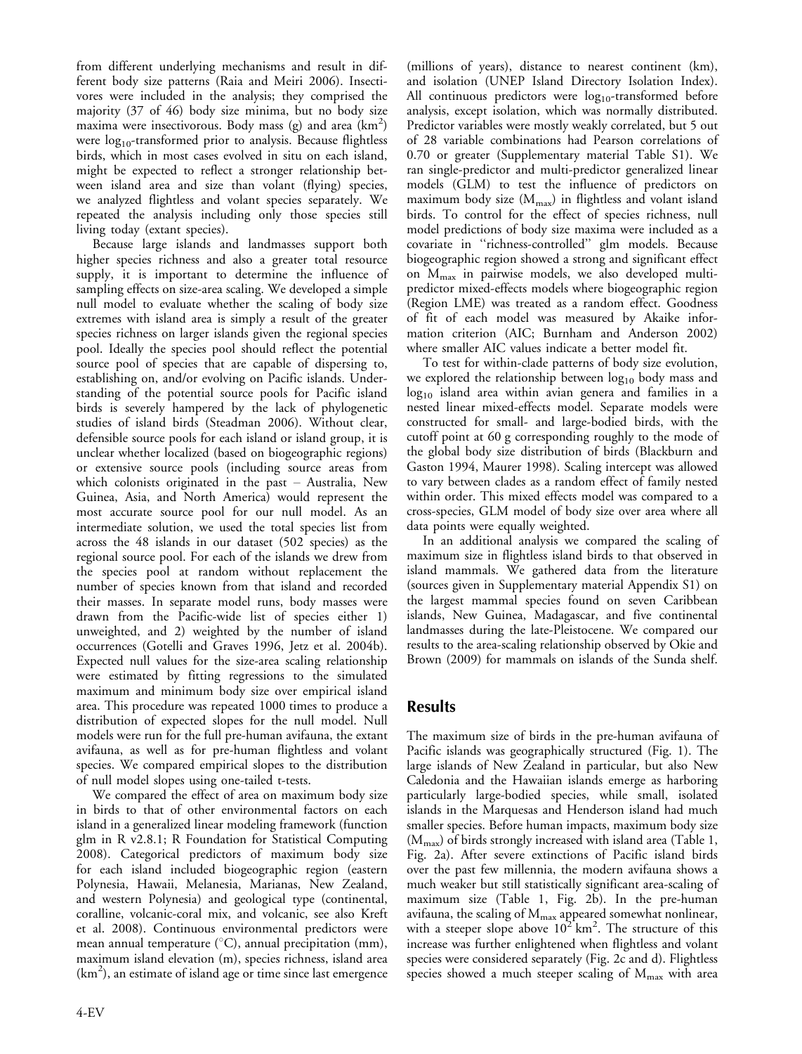from different underlying mechanisms and result in different body size patterns (Raia and Meiri 2006). Insectivores were included in the analysis; they comprised the majority (37 of 46) body size minima, but no body size maxima were insectivorous. Body mass (g) and area ($km^2$) were $log_{10}$-transformed prior to analysis. Because flightless birds, which in most cases evolved in situ on each island, might be expected to reflect a stronger relationship between island area and size than volant (flying) species, we analyzed flightless and volant species separately. We repeated the analysis including only those species still living today (extant species).

Because large islands and landmasses support both higher species richness and also a greater total resource supply, it is important to determine the influence of sampling effects on size-area scaling. We developed a simple null model to evaluate whether the scaling of body size extremes with island area is simply a result of the greater species richness on larger islands given the regional species pool. Ideally the species pool should reflect the potential source pool of species that are capable of dispersing to, establishing on, and/or evolving on Pacific islands. Understanding of the potential source pools for Pacific island birds is severely hampered by the lack of phylogenetic studies of island birds (Steadman 2006). Without clear, defensible source pools for each island or island group, it is unclear whether localized (based on biogeographic regions) or extensive source pools (including source areas from which colonists originated in the past – Australia, New Guinea, Asia, and North America) would represent the most accurate source pool for our null model. As an intermediate solution, we used the total species list from across the 48 islands in our dataset (502 species) as the regional source pool. For each of the islands we drew from the species pool at random without replacement the number of species known from that island and recorded their masses. In separate model runs, body masses were drawn from the Pacific-wide list of species either 1) unweighted, and 2) weighted by the number of island occurrences (Gotelli and Graves 1996, Jetz et al. 2004b). Expected null values for the size-area scaling relationship were estimated by fitting regressions to the simulated maximum and minimum body size over empirical island area. This procedure was repeated 1000 times to produce a distribution of expected slopes for the null model. Null models were run for the full pre-human avifauna, the extant avifauna, as well as for pre-human flightless and volant species. We compared empirical slopes to the distribution of null model slopes using one-tailed t-tests.

We compared the effect of area on maximum body size in birds to that of other environmental factors on each island in a generalized linear modeling framework (function glm in R v2.8.1; R Foundation for Statistical Computing 2008). Categorical predictors of maximum body size for each island included biogeographic region (eastern Polynesia, Hawaii, Melanesia, Marianas, New Zealand, and western Polynesia) and geological type (continental, coralline, volcanic-coral mix, and volcanic, see also Kreft et al. 2008). Continuous environmental predictors were mean annual temperature (°C), annual precipitation (mm), maximum island elevation (m), species richness, island area ($km^2$), an estimate of island age or time since last emergence (millions of years), distance to nearest continent (km), and isolation (UNEP Island Directory Isolation Index). All continuous predictors were $log_{10}$-transformed before analysis, except isolation, which was normally distributed. Predictor variables were mostly weakly correlated, but 5 out of 28 variable combinations had Pearson correlations of 0.70 or greater (Supplementary material Table S1). We ran single-predictor and multi-predictor generalized linear models (GLM) to test the influence of predictors on maximum body size ($M_{max}$) in flightless and volant island birds. To control for the effect of species richness, null model predictions of body size maxima were included as a covariate in "richness-controlled" glm models. Because biogeographic region showed a strong and significant effect on $M_{max}$ in pairwise models, we also developed multi-predictor mixed-effects models where biogeographic region (Region LME) was treated as a random effect. Goodness of fit of each model was measured by Akaike information criterion (AIC; Burnham and Anderson 2002) where smaller AIC values indicate a better model fit.

To test for within-clade patterns of body size evolution, we explored the relationship between $log_{10}$ body mass and $log_{10}$ island area within avian genera and families in a nested linear mixed-effects model. Separate models were constructed for small- and large-bodied birds, with the cutoff point at 60 g corresponding roughly to the mode of the global body size distribution of birds (Blackburn and Gaston 1994, Maurer 1998). Scaling intercept was allowed to vary between clades as a random effect of family nested within order. This mixed effects model was compared to a cross-species, GLM model of body size over area where all data points were equally weighted.

In an additional analysis we compared the scaling of maximum size in flightless island birds to that observed in island mammals. We gathered data from the literature (sources given in Supplementary material Appendix S1) on the largest mammal species found on seven Caribbean islands, New Guinea, Madagascar, and five continental landmasses during the late-Pleistocene. We compared our results to the area-scaling relationship observed by Okie and Brown (2009) for mammals on islands of the Sunda shelf.

## Results

The maximum size of birds in the pre-human avifauna of Pacific islands was geographically structured (Fig. 1). The large islands of New Zealand in particular, but also New Caledonia and the Hawaiian islands emerge as harboring particularly large-bodied species, while small, isolated islands in the Marquesas and Henderson island had much smaller species. Before human impacts, maximum body size ($M_{max}$) of birds strongly increased with island area (Table 1, Fig. 2a). After severe extinctions of Pacific island birds over the past few millennia, the modern avifauna shows a much weaker but still statistically significant area-scaling of maximum size (Table 1, Fig. 2b). In the pre-human avifauna, the scaling of $M_{max}$ appeared somewhat nonlinear, with a steeper slope above $10^2$ $km^2$. The structure of this increase was further enlightened when flightless and volant species were considered separately (Fig. 2c and d). Flightless species showed a much steeper scaling of $M_{max}$ with area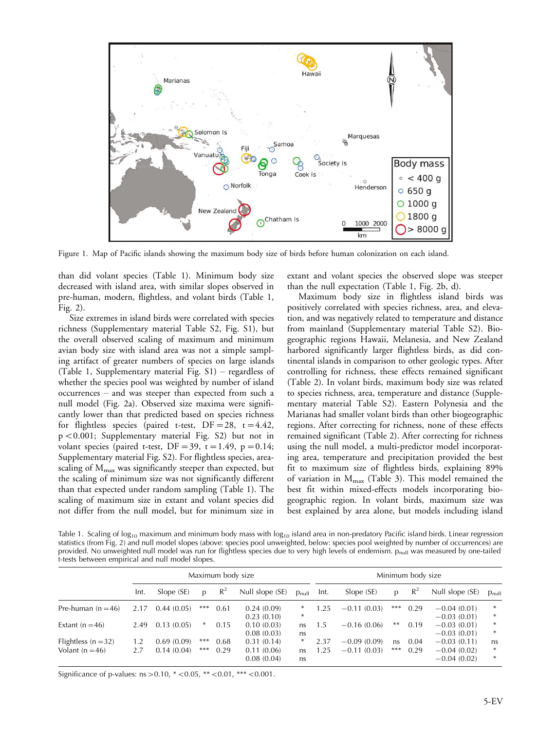Figure 1. Map of Pacific islands showing the maximum body size of birds before human colonization on each island.

than did volant species (Table 1). Minimum body size decreased with island area, with similar slopes observed in pre-human, modern, flightless, and volant birds (Table 1, Fig. 2).

Size extremes in island birds were correlated with species richness (Supplementary material Table S2, Fig. S1), but the overall observed scaling of maximum and minimum avian body size with island area was not a simple sampling artifact of greater numbers of species on large islands (Table 1, Supplementary material Fig. S1) – regardless of whether the species pool was weighted by number of island occurrences – and was steeper than expected from such a null model (Fig. 2a). Observed size maxima were significantly lower than that predicted based on species richness for flightless species (paired t-test, DF = 28, t = 4.42, $p < 0.001$; Supplementary material Fig. S2) but not in volant species (paired t-test, DF = 39, t = 1.49, p = 0.14; Supplementary material Fig. S2). For flightless species, area-scaling of $M_{max}$ was significantly steeper than expected, but the scaling of minimum size was not significantly different than that expected under random sampling (Table 1). The scaling of maximum size in extant and volant species did not differ from the null model, but for minimum size in extant and volant species the observed slope was steeper than the null expectation (Table 1, Fig. 2b, d).

Maximum body size in flightless island birds was positively correlated with species richness, area, and elevation, and was negatively related to temperature and distance from mainland (Supplementary material Table S2). Biogeographic regions Hawaii, Melanesia, and New Zealand harbored significantly larger flightless birds, as did continental islands in comparison to other geologic types. After controlling for richness, these effects remained significant (Table 2). In volant birds, maximum body size was related to species richness, area, temperature and distance (Supplementary material Table S2). Eastern Polynesia and the Marianas had smaller volant birds than other biogeographic regions. After correcting for richness, none of these effects remained significant (Table 2). After correcting for richness using the null model, a multi-predictor model incorporating area, temperature and precipitation provided the best fit to maximum size of flightless birds, explaining 89% of variation in $M_{max}$ (Table 3). This model remained the best fit within mixed-effects models incorporating biogeographic region. In volant birds, maximum size was best explained by area alone, but models including island

Table 1. Scaling of $\log_{10}$ maximum and minimum body mass with $\log_{10}$ island area in non-predatory Pacific island birds. Linear regression statistics (from Fig. 2) and null model slopes (above: species pool unweighted, below: species pool weighted by number of occurrences) are provided. No unweighted null model was run for flightless species due to very high levels of endemism. $p_{null}$ was measured by one-tailed t-tests between empirical and null model slopes.

| | Maximum body size | | | | | | Minimum body size | | | | | |
|---|---|---|---|---|---|---|---|---|---|---|---|---|
| | Int. | Slope (SE) | p | $R^2$ | Null slope (SE) | $p_{null}$ | Int. | Slope (SE) | p | $R^2$ | Null slope (SE) | $p_{null}$ |
| Pre-human (n = 46) | 2.17 | 0.44 (0.05) | *** | 0.61 | 0.24 (0.09) | * | 1.25 | −0.11 (0.03) | *** | 0.29 | −0.04 (0.01) | * |
| | | | | | 0.23 (0.10) | * | | | | | −0.03 (0.01) | * |
| Extant (n = 46) | 2.49 | 0.13 (0.05) | * | 0.15 | 0.10 (0.03) | ns | 1.5 | −0.16 (0.06) | ** | 0.19 | −0.03 (0.01) | * |
| | | | | | 0.08 (0.03) | ns | | | | | −0.03 (0.01) | * |
| Flightless (n = 32) | 1.2 | 0.69 (0.09) | *** | 0.68 | 0.31 (0.14) | * | 2.37 | −0.09 (0.09) | ns | 0.04 | −0.03 (0.11) | ns |
| Volant (n = 46) | 2.7 | 0.14 (0.04) | *** | 0.29 | 0.11 (0.06) | ns | 1.25 | −0.11 (0.03) | *** | 0.29 | −0.04 (0.02) | * |
| | | | | | 0.08 (0.04) | ns | | | | | −0.04 (0.02) | * |

Significance of p-values: ns > 0.10, * < 0.05, ** < 0.01, *** < 0.001.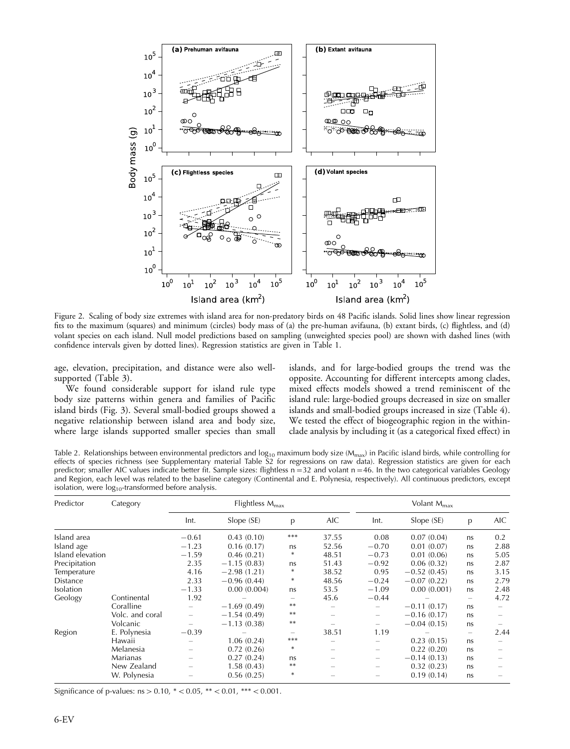Figure 2. Scaling of body size extremes with island area for non-predatory birds on 48 Pacific islands. Solid lines show linear regression fits to the maximum (squares) and minimum (circles) body mass of (a) the pre-human avifauna, (b) extant birds, (c) flightless, and (d) volant species on each island. Null model predictions based on sampling (unweighted species pool) are shown with dashed lines (with confidence intervals given by dotted lines). Regression statistics are given in Table 1.

age, elevation, precipitation, and distance were also well-supported (Table 3).

We found considerable support for island rule type body size patterns within genera and families of Pacific island birds (Fig. 3). Several small-bodied groups showed a negative relationship between island area and body size, where large islands supported smaller species than small islands, and for large-bodied groups the trend was the opposite. Accounting for different intercepts among clades, mixed effects models showed a trend reminiscent of the island rule: large-bodied groups decreased in size on smaller islands and small-bodied groups increased in size (Table 4). We tested the effect of biogeographic region in the within-clade analysis by including it (as a categorical fixed effect) in

Table 2. Relationships between environmental predictors and $\log_{10}$ maximum body size ($M_{max}$) in Pacific island birds, while controlling for effects of species richness (see Supplementary material Table S2 for regressions on raw data). Regression statistics are given for each predictor; smaller AIC values indicate better fit. Sample sizes: flightless n = 32 and volant n = 46. In the two categorical variables Geology and Region, each level was related to the baseline category (Continental and E. Polynesia, respectively). All continuous predictors, except isolation, were $\log_{10}$-transformed before analysis.

| Predictor | Category | Flightless $M_{max}$ | | | | Volant $M_{max}$ | | | |
|---|---|---|---|---|---|---|---|---|---|
| | | Int. | Slope (SE) | p | AIC | Int. | Slope (SE) | p | AIC |
| Island area | | −0.61 | 0.43 (0.10) | *** | 37.55 | 0.08 | 0.07 (0.04) | ns | 0.2 |
| Island age | | −1.23 | 0.16 (0.17) | ns | 52.56 | −0.70 | 0.01 (0.07) | ns | 2.88 |
| Island elevation | | −1.59 | 0.46 (0.21) | * | 48.51 | −0.73 | 0.01 (0.06) | ns | 5.05 |
| Precipitation | | 2.35 | −1.15 (0.83) | ns | 51.43 | −0.92 | 0.06 (0.32) | ns | 2.87 |
| Temperature | | 4.16 | −2.98 (1.21) | * | 38.52 | 0.95 | −0.52 (0.45) | ns | 3.15 |
| Distance | | 2.33 | −0.96 (0.44) | * | 48.56 | −0.24 | −0.07 (0.22) | ns | 2.79 |
| Isolation | | −1.33 | 0.00 (0.004) | ns | 53.5 | −1.09 | 0.00 (0.001) | ns | 2.48 |
| Geology | Continental | 1.92 | – | – | 45.6 | −0.44 | – | – | 4.72 |
| | Coralline | – | −1.69 (0.49) | ** | – | – | −0.11 (0.17) | ns | – |
| | Volc. and coral | – | −1.54 (0.49) | ** | – | – | −0.16 (0.17) | ns | – |
| | Volcanic | – | −1.13 (0.38) | ** | – | – | −0.04 (0.15) | ns | – |
| Region | E. Polynesia | −0.39 | – | – | 38.51 | 1.19 | – | – | 2.44 |
| | Hawaii | – | 1.06 (0.24) | *** | – | – | 0.23 (0.15) | ns | – |
| | Melanesia | – | 0.72 (0.26) | * | – | – | 0.22 (0.20) | ns | – |
| | Marianas | – | 0.27 (0.24) | ns | – | – | −0.14 (0.13) | ns | – |
| | New Zealand | – | 1.58 (0.43) | ** | – | – | 0.32 (0.23) | ns | – |
| | W. Polynesia | – | 0.56 (0.25) | * | – | – | 0.19 (0.14) | ns | – |

Significance of p-values: ns > 0.10, * < 0.05, ** < 0.01, *** < 0.001.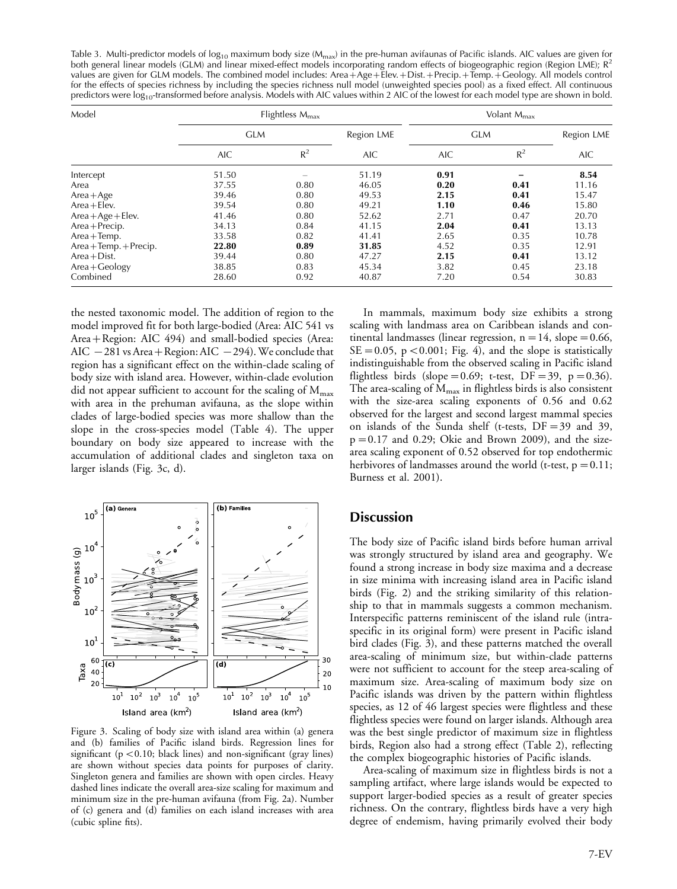Table 3. Multi-predictor models of $\log_{10}$ maximum body size ($M_{max}$) in the pre-human avifaunas of Pacific islands. AIC values are given for both general linear models (GLM) and linear mixed-effect models incorporating random effects of biogeographic region (Region LME); $R^2$ values are given for GLM models. The combined model includes: Area+Age+Elev.+Dist.+Precip.+Temp.+Geology. All models control for the effects of species richness by including the species richness null model (unweighted species pool) as a fixed effect. All continuous predictors were $\log_{10}$-transformed before analysis. Models with AIC values within 2 AIC of the lowest for each model type are shown in bold.

| Model | Flightless $M_{max}$ | | | Volant $M_{max}$ | | |
|---|---|---|---|---|---|---|
| | GLM | | Region LME | GLM | | Region LME |
| | AIC | $R^2$ | AIC | AIC | $R^2$ | AIC |
| Intercept | 51.50 | – | 51.19 | **0.91** | **–** | **8.54** |
| Area | 37.55 | 0.80 | 46.05 | **0.20** | **0.41** | 11.16 |
| Area+Age | 39.46 | 0.80 | 49.53 | **2.15** | **0.41** | 15.47 |
| Area+Elev. | 39.54 | 0.80 | 49.21 | **1.10** | **0.46** | 15.80 |
| Area+Age+Elev. | 41.46 | 0.80 | 52.62 | 2.71 | 0.47 | 20.70 |
| Area+Precip. | 34.13 | 0.84 | 41.15 | **2.04** | **0.41** | 13.13 |
| Area+Temp. | 33.58 | 0.82 | 41.41 | 2.65 | 0.35 | 10.78 |
| Area+Temp.+Precip. | **22.80** | **0.89** | **31.85** | 4.52 | 0.35 | 12.91 |
| Area+Dist. | 39.44 | 0.80 | 47.27 | **2.15** | **0.41** | 13.12 |
| Area+Geology | 38.85 | 0.83 | 45.34 | 3.82 | 0.45 | 23.18 |
| Combined | 28.60 | 0.92 | 40.87 | 7.20 | 0.54 | 30.83 |

the nested taxonomic model. The addition of region to the model improved fit for both large-bodied (Area: AIC 541 vs Area+Region: AIC 494) and small-bodied species (Area: AIC −281 vs Area+Region: AIC −294). We conclude that region has a significant effect on the within-clade scaling of body size with island area. However, within-clade evolution did not appear sufficient to account for the scaling of $M_{max}$ with area in the prehuman avifauna, as the slope within clades of large-bodied species was more shallow than the slope in the cross-species model (Table 4). The upper boundary on body size appeared to increase with the accumulation of additional clades and singleton taxa on larger islands (Fig. 3c, d).

Figure 3. Scaling of body size with island area within (a) genera and (b) families of Pacific island birds. Regression lines for significant ($p < 0.10$; black lines) and non-significant (gray lines) are shown without species data points for purposes of clarity. Singleton genera and families are shown with open circles. Heavy dashed lines indicate the overall area-size scaling for maximum and minimum size in the pre-human avifauna (from Fig. 2a). Number of (c) genera and (d) families on each island increases with area (cubic spline fits).

In mammals, maximum body size exhibits a strong scaling with landmass area on Caribbean islands and continental landmasses (linear regression, $n = 14$, slope $= 0.66$, $SE = 0.05$, $p < 0.001$; Fig. 4), and the slope is statistically indistinguishable from the observed scaling in Pacific island flightless birds (slope $= 0.69$; t-test, $DF = 39$, $p = 0.36$). The area-scaling of $M_{max}$ in flightless birds is also consistent with the size-area scaling exponents of 0.56 and 0.62 observed for the largest and second largest mammal species on islands of the Sunda shelf (t-tests, $DF = 39$ and 39, $p = 0.17$ and 0.29; Okie and Brown 2009), and the size-area scaling exponent of 0.52 observed for top endothermic herbivores of landmasses around the world (t-test, $p = 0.11$; Burness et al. 2001).

## Discussion

The body size of Pacific island birds before human arrival was strongly structured by island area and geography. We found a strong increase in body size maxima and a decrease in size minima with increasing island area in Pacific island birds (Fig. 2) and the striking similarity of this relationship to that in mammals suggests a common mechanism. Interspecific patterns reminiscent of the island rule (intraspecific in its original form) were present in Pacific island bird clades (Fig. 3), and these patterns matched the overall area-scaling of minimum size, but within-clade patterns were not sufficient to account for the steep area-scaling of maximum size. Area-scaling of maximum body size on Pacific islands was driven by the pattern within flightless species, as 12 of 46 largest species were flightless and these flightless species were found on larger islands. Although area was the best single predictor of maximum size in flightless birds, Region also had a strong effect (Table 2), reflecting the complex biogeographic histories of Pacific islands.

Area-scaling of maximum size in flightless birds is not a sampling artifact, where large islands would be expected to support larger-bodied species as a result of greater species richness. On the contrary, flightless birds have a very high degree of endemism, having primarily evolved their body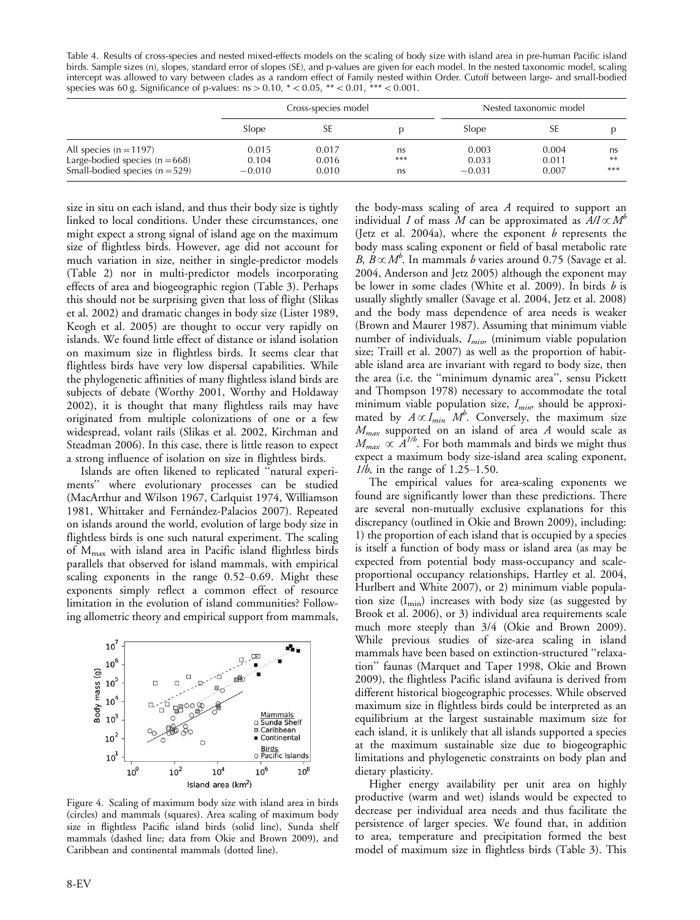Table 4. Results of cross-species and nested mixed-effects models on the scaling of body size with island area in pre-human Pacific island birds. Sample sizes (n), slopes, standard error of slopes (SE), and p-values are given for each model. In the nested taxonomic model, scaling intercept was allowed to vary between clades as a random effect of Family nested within Order. Cutoff between large- and small-bodied species was 60 g. Significance of p-values: ns > 0.10, * < 0.05, ** < 0.01, *** < 0.001.

| | Cross-species model | | | Nested taxonomic model | | |
|---|---|---|---|---|---|---|
| | Slope | SE | p | Slope | SE | p |
| All species (n = 1197) | 0.015 | 0.017 | ns | 0.003 | 0.004 | ns |
| Large-bodied species (n = 668) | 0.104 | 0.016 | *** | 0.033 | 0.011 | ** |
| Small-bodied species (n = 529) | −0.010 | 0.010 | ns | −0.031 | 0.007 | *** |

size in situ on each island, and thus their body size is tightly linked to local conditions. Under these circumstances, one might expect a strong signal of island age on the maximum size of flightless birds. However, age did not account for much variation in size, neither in single-predictor models (Table 2) nor in multi-predictor models incorporating effects of area and biogeographic region (Table 3). Perhaps this should not be surprising given that loss of flight (Slikas et al. 2002) and dramatic changes in body size (Lister 1989, Keogh et al. 2005) are thought to occur very rapidly on islands. We found little effect of distance or island isolation on maximum size in flightless birds. It seems clear that flightless birds have very low dispersal capabilities. While the phylogenetic affinities of many flightless island birds are subjects of debate (Worthy 2001, Worthy and Holdaway 2002), it is thought that many flightless rails may have originated from multiple colonizations of one or a few widespread, volant rails (Slikas et al. 2002, Kirchman and Steadman 2006). In this case, there is little reason to expect a strong influence of isolation on size in flightless birds.

Islands are often likened to replicated ''natural experiments'' where evolutionary processes can be studied (MacArthur and Wilson 1967, Carlquist 1974, Williamson 1981, Whittaker and Fernández-Palacios 2007). Repeated on islands around the world, evolution of large body size in flightless birds is one such natural experiment. The scaling of $M_{max}$ with island area in Pacific island flightless birds parallels that observed for island mammals, with empirical scaling exponents in the range 0.52–0.69. Might these exponents simply reflect a common effect of resource limitation in the evolution of island communities? Following allometric theory and empirical support from mammals,

Figure 4. Scaling of maximum body size with island area in birds (circles) and mammals (squares). Area scaling of maximum body size in flightless Pacific island birds (solid line), Sunda shelf mammals (dashed line; data from Okie and Brown 2009), and Caribbean and continental mammals (dotted line).

the body-mass scaling of area $A$ required to support an individual $I$ of mass $M$ can be approximated as $A/I \propto M^b$ (Jetz et al. 2004a), where the exponent $b$ represents the body mass scaling exponent or field of basal metabolic rate $B$, $B \propto M^b$. In mammals $b$ varies around 0.75 (Savage et al. 2004, Anderson and Jetz 2005) although the exponent may be lower in some clades (White et al. 2009). In birds $b$ is usually slightly smaller (Savage et al. 2004, Jetz et al. 2008) and the body mass dependence of area needs is weaker (Brown and Maurer 1987). Assuming that minimum viable number of individuals, $I_{min}$, (minimum viable population size; Traill et al. 2007) as well as the proportion of habitable island area are invariant with regard to body size, then the area (i.e. the ''minimum dynamic area'', sensu Pickett and Thompson 1978) necessary to accommodate the total minimum viable population size, $I_{min}$, should be approximated by $A \propto I_{min}\ M^b$. Conversely, the maximum size $M_{max}$ supported on an island of area $A$ would scale as $M_{max} \propto A^{1/b}$. For both mammals and birds we might thus expect a maximum body size-island area scaling exponent, $1/b$, in the range of 1.25–1.50.

The empirical values for area-scaling exponents we found are significantly lower than these predictions. There are several non-mutually exclusive explanations for this discrepancy (outlined in Okie and Brown 2009), including: 1) the proportion of each island that is occupied by a species is itself a function of body mass or island area (as may be expected from potential body mass-occupancy and scale-proportional occupancy relationships, Hartley et al. 2004, Hurlbert and White 2007), or 2) minimum viable population size ($I_{min}$) increases with body size (as suggested by Brook et al. 2006), or 3) individual area requirements scale much more steeply than 3/4 (Okie and Brown 2009). While previous studies of size-area scaling in island mammals have been based on extinction-structured ''relaxation'' faunas (Marquet and Taper 1998, Okie and Brown 2009), the flightless Pacific island avifauna is derived from different historical biogeographic processes. While observed maximum size in flightless birds could be interpreted as an equilibrium at the largest sustainable maximum size for each island, it is unlikely that all islands supported a species at the maximum sustainable size due to biogeographic limitations and phylogenetic constraints on body plan and dietary plasticity.

Higher energy availability per unit area on highly productive (warm and wet) islands would be expected to decrease per individual area needs and thus facilitate the persistence of larger species. We found that, in addition to area, temperature and precipitation formed the best model of maximum size in flightless birds (Table 3). This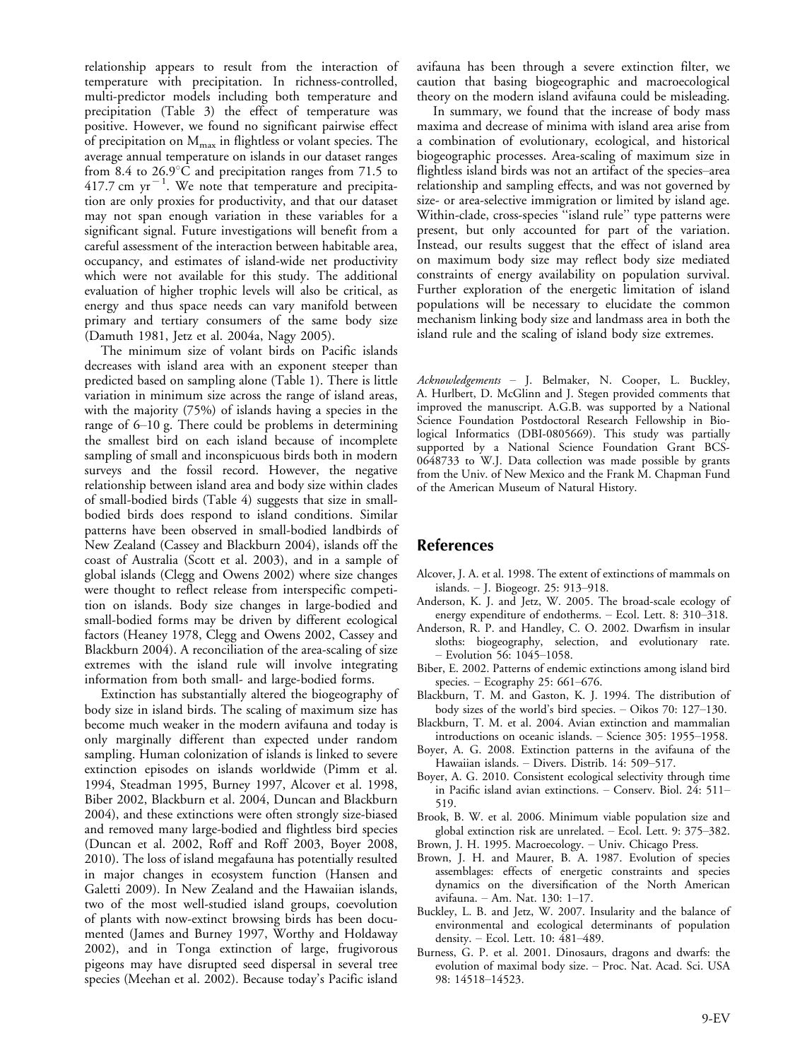relationship appears to result from the interaction of temperature with precipitation. In richness-controlled, multi-predictor models including both temperature and precipitation (Table 3) the effect of temperature was positive. However, we found no significant pairwise effect of precipitation on $M_{max}$ in flightless or volant species. The average annual temperature on islands in our dataset ranges from 8.4 to 26.9°C and precipitation ranges from 71.5 to 417.7 cm $yr^{-1}$. We note that temperature and precipitation are only proxies for productivity, and that our dataset may not span enough variation in these variables for a significant signal. Future investigations will benefit from a careful assessment of the interaction between habitable area, occupancy, and estimates of island-wide net productivity which were not available for this study. The additional evaluation of higher trophic levels will also be critical, as energy and thus space needs can vary manifold between primary and tertiary consumers of the same body size (Damuth 1981, Jetz et al. 2004a, Nagy 2005).

The minimum size of volant birds on Pacific islands decreases with island area with an exponent steeper than predicted based on sampling alone (Table 1). There is little variation in minimum size across the range of island areas, with the majority (75%) of islands having a species in the range of 6–10 g. There could be problems in determining the smallest bird on each island because of incomplete sampling of small and inconspicuous birds both in modern surveys and the fossil record. However, the negative relationship between island area and body size within clades of small-bodied birds (Table 4) suggests that size in small-bodied birds does respond to island conditions. Similar patterns have been observed in small-bodied landbirds of New Zealand (Cassey and Blackburn 2004), islands off the coast of Australia (Scott et al. 2003), and in a sample of global islands (Clegg and Owens 2002) where size changes were thought to reflect release from interspecific competition on islands. Body size changes in large-bodied and small-bodied forms may be driven by different ecological factors (Heaney 1978, Clegg and Owens 2002, Cassey and Blackburn 2004). A reconciliation of the area-scaling of size extremes with the island rule will involve integrating information from both small- and large-bodied forms.

Extinction has substantially altered the biogeography of body size in island birds. The scaling of maximum size has become much weaker in the modern avifauna and today is only marginally different than expected under random sampling. Human colonization of islands is linked to severe extinction episodes on islands worldwide (Pimm et al. 1994, Steadman 1995, Burney 1997, Alcover et al. 1998, Biber 2002, Blackburn et al. 2004, Duncan and Blackburn 2004), and these extinctions were often strongly size-biased and removed many large-bodied and flightless bird species (Duncan et al. 2002, Roff and Roff 2003, Boyer 2008, 2010). The loss of island megafauna has potentially resulted in major changes in ecosystem function (Hansen and Galetti 2009). In New Zealand and the Hawaiian islands, two of the most well-studied island groups, coevolution of plants with now-extinct browsing birds has been documented (James and Burney 1997, Worthy and Holdaway 2002), and in Tonga extinction of large, frugivorous pigeons may have disrupted seed dispersal in several tree species (Meehan et al. 2002). Because today's Pacific island avifauna has been through a severe extinction filter, we caution that basing biogeographic and macroecological theory on the modern island avifauna could be misleading.

In summary, we found that the increase of body mass maxima and decrease of minima with island area arise from a combination of evolutionary, ecological, and historical biogeographic processes. Area-scaling of maximum size in flightless island birds was not an artifact of the species–area relationship and sampling effects, and was not governed by size- or area-selective immigration or limited by island age. Within-clade, cross-species ''island rule'' type patterns were present, but only accounted for part of the variation. Instead, our results suggest that the effect of island area on maximum body size may reflect body size mediated constraints of energy availability on population survival. Further exploration of the energetic limitation of island populations will be necessary to elucidate the common mechanism linking body size and landmass area in both the island rule and the scaling of island body size extremes.

*Acknowledgements* – J. Belmaker, N. Cooper, L. Buckley, A. Hurlbert, D. McGlinn and J. Stegen provided comments that improved the manuscript. A.G.B. was supported by a National Science Foundation Postdoctoral Research Fellowship in Biological Informatics (DBI-0805669). This study was partially supported by a National Science Foundation Grant BCS-0648733 to W.J. Data collection was made possible by grants from the Univ. of New Mexico and the Frank M. Chapman Fund of the American Museum of Natural History.

## References

Alcover, J. A. et al. 1998. The extent of extinctions of mammals on islands. – J. Biogeogr. 25: 913–918.

Anderson, K. J. and Jetz, W. 2005. The broad-scale ecology of energy expenditure of endotherms. – Ecol. Lett. 8: 310–318.

Anderson, R. P. and Handley, C. O. 2002. Dwarfism in insular sloths: biogeography, selection, and evolutionary rate. – Evolution 56: 1045–1058.

Biber, E. 2002. Patterns of endemic extinctions among island bird species. – Ecography 25: 661–676.

Blackburn, T. M. and Gaston, K. J. 1994. The distribution of body sizes of the world's bird species. – Oikos 70: 127–130.

Blackburn, T. M. et al. 2004. Avian extinction and mammalian introductions on oceanic islands. – Science 305: 1955–1958.

Boyer, A. G. 2008. Extinction patterns in the avifauna of the Hawaiian islands. – Divers. Distrib. 14: 509–517.

Boyer, A. G. 2010. Consistent ecological selectivity through time in Pacific island avian extinctions. – Conserv. Biol. 24: 511–519.

Brook, B. W. et al. 2006. Minimum viable population size and global extinction risk are unrelated. – Ecol. Lett. 9: 375–382.

Brown, J. H. 1995. Macroecology. – Univ. Chicago Press.

Brown, J. H. and Maurer, B. A. 1987. Evolution of species assemblages: effects of energetic constraints and species dynamics on the diversification of the North American avifauna. – Am. Nat. 130: 1–17.

Buckley, L. B. and Jetz, W. 2007. Insularity and the balance of environmental and ecological determinants of population density. – Ecol. Lett. 10: 481–489.

Burness, G. P. et al. 2001. Dinosaurs, dragons and dwarfs: the evolution of maximal body size. – Proc. Nat. Acad. Sci. USA 98: 14518–14523.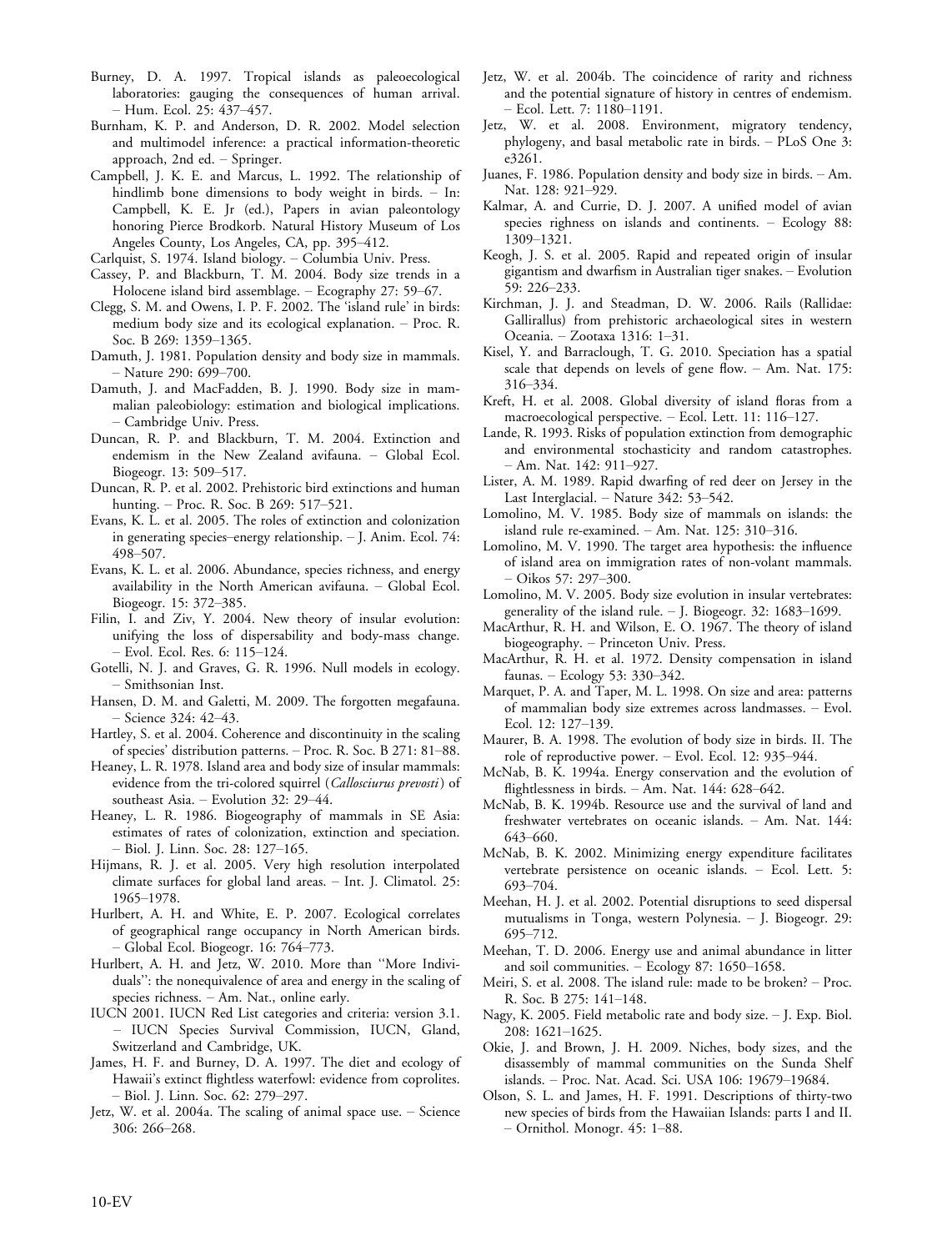Burney, D. A. 1997. Tropical islands as paleoecological laboratories: gauging the consequences of human arrival. – Hum. Ecol. 25: 437–457.

Burnham, K. P. and Anderson, D. R. 2002. Model selection and multimodel inference: a practical information-theoretic approach, 2nd ed. – Springer.

Campbell, J. K. E. and Marcus, L. 1992. The relationship of hindlimb bone dimensions to body weight in birds. – In: Campbell, K. E. Jr (ed.), Papers in avian paleontology honoring Pierce Brodkorb. Natural History Museum of Los Angeles County, Los Angeles, CA, pp. 395–412.

Carlquist, S. 1974. Island biology. – Columbia Univ. Press.

Cassey, P. and Blackburn, T. M. 2004. Body size trends in a Holocene island bird assemblage. – Ecography 27: 59–67.

Clegg, S. M. and Owens, I. P. F. 2002. The 'island rule' in birds: medium body size and its ecological explanation. – Proc. R. Soc. B 269: 1359–1365.

Damuth, J. 1981. Population density and body size in mammals. – Nature 290: 699–700.

Damuth, J. and MacFadden, B. J. 1990. Body size in mammalian paleobiology: estimation and biological implications. – Cambridge Univ. Press.

Duncan, R. P. and Blackburn, T. M. 2004. Extinction and endemism in the New Zealand avifauna. – Global Ecol. Biogeogr. 13: 509–517.

Duncan, R. P. et al. 2002. Prehistoric bird extinctions and human hunting. – Proc. R. Soc. B 269: 517–521.

Evans, K. L. et al. 2005. The roles of extinction and colonization in generating species–energy relationship. – J. Anim. Ecol. 74: 498–507.

Evans, K. L. et al. 2006. Abundance, species richness, and energy availability in the North American avifauna. – Global Ecol. Biogeogr. 15: 372–385.

Filin, I. and Ziv, Y. 2004. New theory of insular evolution: unifying the loss of dispersability and body-mass change. – Evol. Ecol. Res. 6: 115–124.

Gotelli, N. J. and Graves, G. R. 1996. Null models in ecology. – Smithsonian Inst.

Hansen, D. M. and Galetti, M. 2009. The forgotten megafauna. – Science 324: 42–43.

Hartley, S. et al. 2004. Coherence and discontinuity in the scaling of species' distribution patterns. – Proc. R. Soc. B 271: 81–88.

Heaney, L. R. 1978. Island area and body size of insular mammals: evidence from the tri-colored squirrel (*Callosciurus prevosti*) of southeast Asia. – Evolution 32: 29–44.

Heaney, L. R. 1986. Biogeography of mammals in SE Asia: estimates of rates of colonization, extinction and speciation. – Biol. J. Linn. Soc. 28: 127–165.

Hijmans, R. J. et al. 2005. Very high resolution interpolated climate surfaces for global land areas. – Int. J. Climatol. 25: 1965–1978.

Hurlbert, A. H. and White, E. P. 2007. Ecological correlates of geographical range occupancy in North American birds. – Global Ecol. Biogeogr. 16: 764–773.

Hurlbert, A. H. and Jetz, W. 2010. More than "More Individuals": the nonequivalence of area and energy in the scaling of species richness. – Am. Nat., online early.

IUCN 2001. IUCN Red List categories and criteria: version 3.1. – IUCN Species Survival Commission, IUCN, Gland, Switzerland and Cambridge, UK.

James, H. F. and Burney, D. A. 1997. The diet and ecology of Hawaii's extinct flightless waterfowl: evidence from coprolites. – Biol. J. Linn. Soc. 62: 279–297.

Jetz, W. et al. 2004a. The scaling of animal space use. – Science 306: 266–268.

Jetz, W. et al. 2004b. The coincidence of rarity and richness and the potential signature of history in centres of endemism. – Ecol. Lett. 7: 1180–1191.

Jetz, W. et al. 2008. Environment, migratory tendency, phylogeny, and basal metabolic rate in birds. – PLoS One 3: e3261.

Juanes, F. 1986. Population density and body size in birds. – Am. Nat. 128: 921–929.

Kalmar, A. and Currie, D. J. 2007. A unified model of avian species righness on islands and continents. – Ecology 88: 1309–1321.

Keogh, J. S. et al. 2005. Rapid and repeated origin of insular gigantism and dwarfism in Australian tiger snakes. – Evolution 59: 226–233.

Kirchman, J. J. and Steadman, D. W. 2006. Rails (Rallidae: Gallirallus) from prehistoric archaeological sites in western Oceania. – Zootaxa 1316: 1–31.

Kisel, Y. and Barraclough, T. G. 2010. Speciation has a spatial scale that depends on levels of gene flow. – Am. Nat. 175: 316–334.

Kreft, H. et al. 2008. Global diversity of island floras from a macroecological perspective. – Ecol. Lett. 11: 116–127.

Lande, R. 1993. Risks of population extinction from demographic and environmental stochasticity and random catastrophes. – Am. Nat. 142: 911–927.

Lister, A. M. 1989. Rapid dwarfing of red deer on Jersey in the Last Interglacial. – Nature 342: 53–542.

Lomolino, M. V. 1985. Body size of mammals on islands: the island rule re-examined. – Am. Nat. 125: 310–316.

Lomolino, M. V. 1990. The target area hypothesis: the influence of island area on immigration rates of non-volant mammals. – Oikos 57: 297–300.

Lomolino, M. V. 2005. Body size evolution in insular vertebrates: generality of the island rule. – J. Biogeogr. 32: 1683–1699.

MacArthur, R. H. and Wilson, E. O. 1967. The theory of island biogeography. – Princeton Univ. Press.

MacArthur, R. H. et al. 1972. Density compensation in island faunas. – Ecology 53: 330–342.

Marquet, P. A. and Taper, M. L. 1998. On size and area: patterns of mammalian body size extremes across landmasses. – Evol. Ecol. 12: 127–139.

Maurer, B. A. 1998. The evolution of body size in birds. II. The role of reproductive power. – Evol. Ecol. 12: 935–944.

McNab, B. K. 1994a. Energy conservation and the evolution of flightlessness in birds. – Am. Nat. 144: 628–642.

McNab, B. K. 1994b. Resource use and the survival of land and freshwater vertebrates on oceanic islands. – Am. Nat. 144: 643–660.

McNab, B. K. 2002. Minimizing energy expenditure facilitates vertebrate persistence on oceanic islands. – Ecol. Lett. 5: 693–704.

Meehan, H. J. et al. 2002. Potential disruptions to seed dispersal mutualisms in Tonga, western Polynesia. – J. Biogeogr. 29: 695–712.

Meehan, T. D. 2006. Energy use and animal abundance in litter and soil communities. – Ecology 87: 1650–1658.

Meiri, S. et al. 2008. The island rule: made to be broken? – Proc. R. Soc. B 275: 141–148.

Nagy, K. 2005. Field metabolic rate and body size. – J. Exp. Biol. 208: 1621–1625.

Okie, J. and Brown, J. H. 2009. Niches, body sizes, and the disassembly of mammal communities on the Sunda Shelf islands. – Proc. Nat. Acad. Sci. USA 106: 19679–19684.

Olson, S. L. and James, H. F. 1991. Descriptions of thirty-two new species of birds from the Hawaiian Islands: parts I and II. – Ornithol. Monogr. 45: 1–88.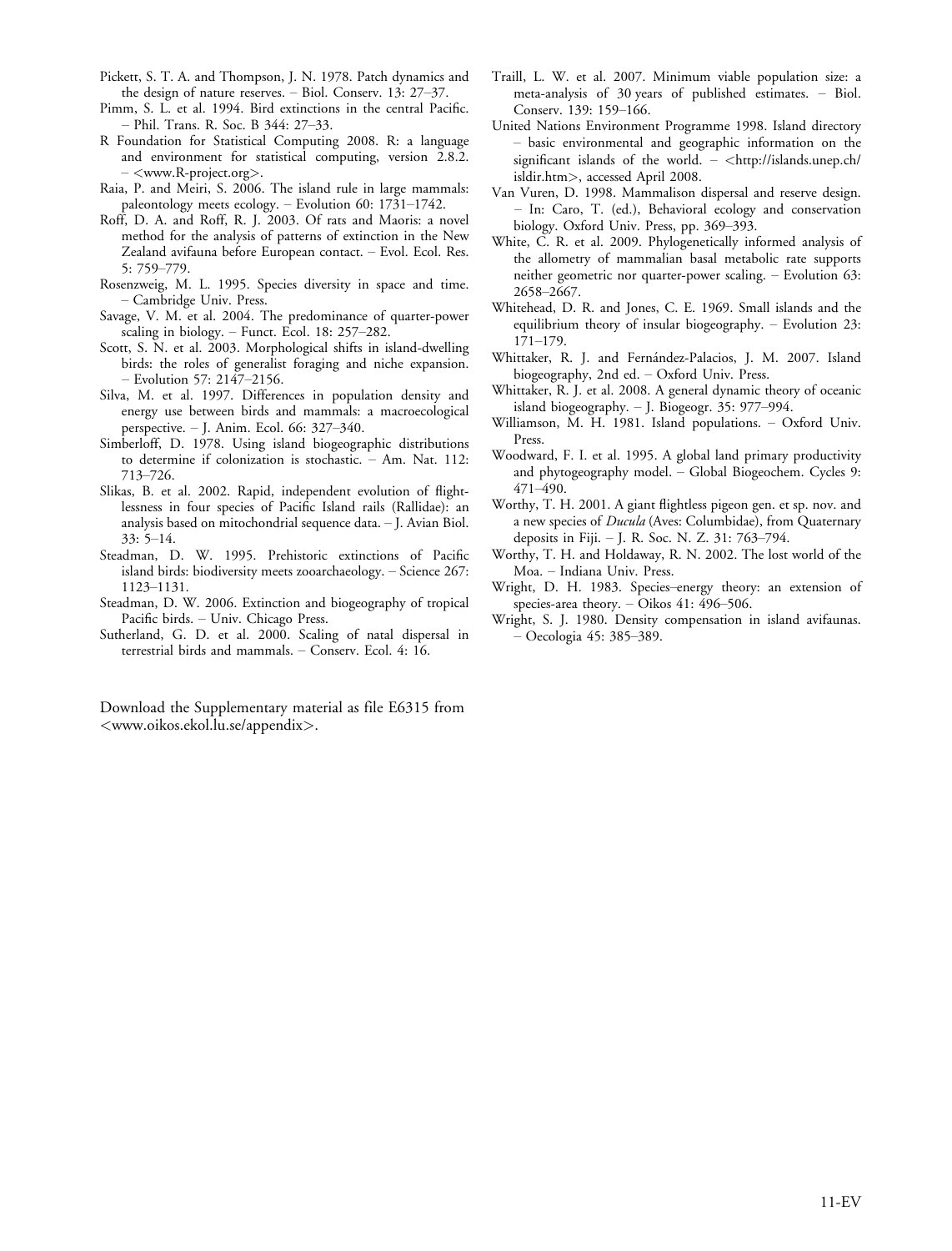Pickett, S. T. A. and Thompson, J. N. 1978. Patch dynamics and the design of nature reserves. – Biol. Conserv. 13: 27–37.

Pimm, S. L. et al. 1994. Bird extinctions in the central Pacific. – Phil. Trans. R. Soc. B 344: 27–33.

R Foundation for Statistical Computing 2008. R: a language and environment for statistical computing, version 2.8.2. – <www.R-project.org>.

Raia, P. and Meiri, S. 2006. The island rule in large mammals: paleontology meets ecology. – Evolution 60: 1731–1742.

Roff, D. A. and Roff, R. J. 2003. Of rats and Maoris: a novel method for the analysis of patterns of extinction in the New Zealand avifauna before European contact. – Evol. Ecol. Res. 5: 759–779.

Rosenzweig, M. L. 1995. Species diversity in space and time. – Cambridge Univ. Press.

Savage, V. M. et al. 2004. The predominance of quarter-power scaling in biology. – Funct. Ecol. 18: 257–282.

Scott, S. N. et al. 2003. Morphological shifts in island-dwelling birds: the roles of generalist foraging and niche expansion. – Evolution 57: 2147–2156.

Silva, M. et al. 1997. Differences in population density and energy use between birds and mammals: a macroecological perspective. – J. Anim. Ecol. 66: 327–340.

Simberloff, D. 1978. Using island biogeographic distributions to determine if colonization is stochastic. – Am. Nat. 112: 713–726.

Slikas, B. et al. 2002. Rapid, independent evolution of flightlessness in four species of Pacific Island rails (Rallidae): an analysis based on mitochondrial sequence data. – J. Avian Biol. 33: 5–14.

Steadman, D. W. 1995. Prehistoric extinctions of Pacific island birds: biodiversity meets zooarchaeology. – Science 267: 1123–1131.

Steadman, D. W. 2006. Extinction and biogeography of tropical Pacific birds. – Univ. Chicago Press.

Sutherland, G. D. et al. 2000. Scaling of natal dispersal in terrestrial birds and mammals. – Conserv. Ecol. 4: 16.

Traill, L. W. et al. 2007. Minimum viable population size: a meta-analysis of 30 years of published estimates. – Biol. Conserv. 139: 159–166.

United Nations Environment Programme 1998. Island directory – basic environmental and geographic information on the significant islands of the world. – <http://islands.unep.ch/isldir.htm>, accessed April 2008.

Van Vuren, D. 1998. Mammalison dispersal and reserve design. – In: Caro, T. (ed.), Behavioral ecology and conservation biology. Oxford Univ. Press, pp. 369–393.

White, C. R. et al. 2009. Phylogenetically informed analysis of the allometry of mammalian basal metabolic rate supports neither geometric nor quarter-power scaling. – Evolution 63: 2658–2667.

Whitehead, D. R. and Jones, C. E. 1969. Small islands and the equilibrium theory of insular biogeography. – Evolution 23: 171–179.

Whittaker, R. J. and Fernández-Palacios, J. M. 2007. Island biogeography, 2nd ed. – Oxford Univ. Press.

Whittaker, R. J. et al. 2008. A general dynamic theory of oceanic island biogeography. – J. Biogeogr. 35: 977–994.

Williamson, M. H. 1981. Island populations. – Oxford Univ. Press.

Woodward, F. I. et al. 1995. A global land primary productivity and phytogeography model. – Global Biogeochem. Cycles 9: 471–490.

Worthy, T. H. 2001. A giant flightless pigeon gen. et sp. nov. and a new species of *Ducula* (Aves: Columbidae), from Quaternary deposits in Fiji. – J. R. Soc. N. Z. 31: 763–794.

Worthy, T. H. and Holdaway, R. N. 2002. The lost world of the Moa. – Indiana Univ. Press.

Wright, D. H. 1983. Species–energy theory: an extension of species-area theory. – Oikos 41: 496–506.

Wright, S. J. 1980. Density compensation in island avifaunas. – Oecologia 45: 385–389.

Download the Supplementary material as file E6315 from <www.oikos.ekol.lu.se/appendix>.